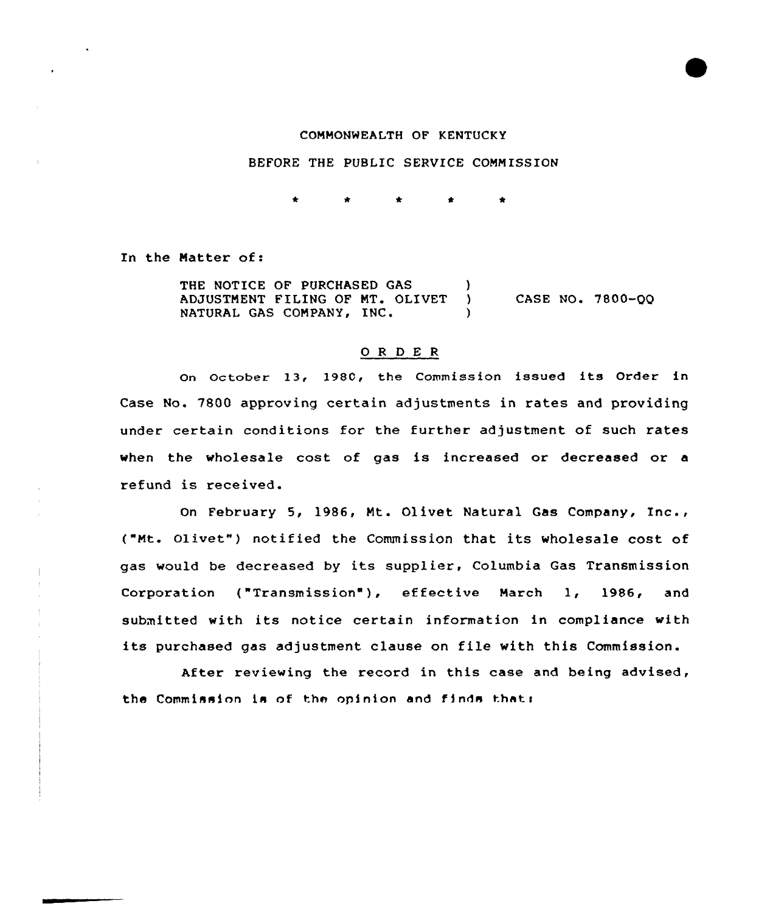COMMONWEALTH OF KENTUCKY

BEFORE THE PUBLIC SERVICE COMMISSION

\* \* \* \* \*

In the Matter of:

THE NOTICE OF PURCHASED GAS ADJUSTMENT FILING OF MT. OLIVET NATURAL GAS COMPANY, INC. ) CASE NO. 7800-QQ

## O R D E R

On October 13, 1980, the Commission issued its Order in Case No. 7800 approving certain adjustments in rates and providing under certain conditions for the further adjustment of such rates when the wholesale cost of gas is increased or decreased or a refund is received.

On February 5, 1986, Mt. Olivet Natural Gas Company, Inc., ("Mt. Olivet") notified the Commission that its wholesale cost of gas would be decreased by its supplier, Columbia Gas Transmission Corporation ("Transmission"), effective March 1, 1986, and submitted with its notice certain information in compliance with its purchased gas adjustment clause on file with this Commission.

After reviewing the record in this case and being advised, the Commission is of the opinion and finds that: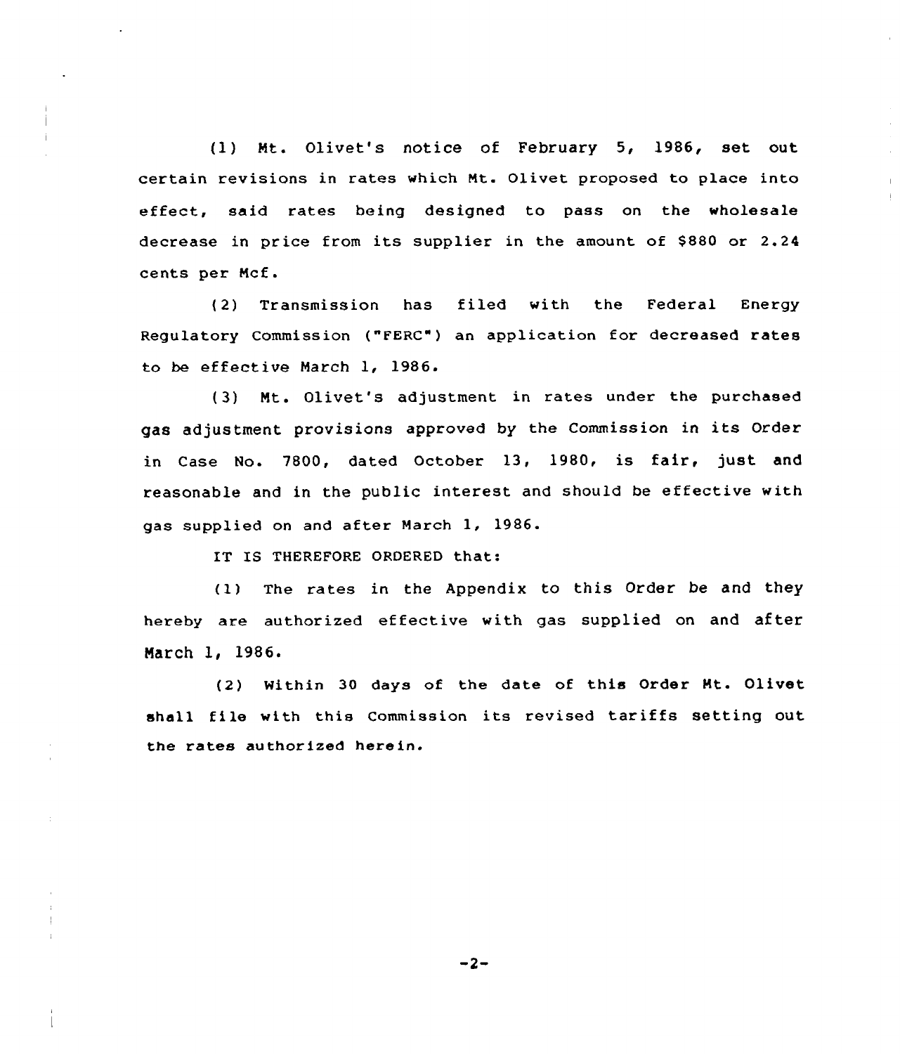(1) Mt. Olivet's notice of February 5, 1986, set out certain revisions in rates which Mt. Olivet proposed to place into effect, said rates being designed to pass on the wholesale decrease in price from its supplier in the amount of $880 or 2.24 cents per Mcf.

(2) Transmission has filed with the Federal Energy Regulatory Commission ("FERC") an application for decreased rates to be effective March 1, 1986.

(3) Mt. Olivet's adjustment in rates under the purchased gas adjustment provisions approved by the Commission in its Order in Case No. 7800, dated October 13, 1980, is fair, just and reasonable and in the public interest and should be effective with gas supplied on and after March 1, 1986.

IT IS THEREFORE ORDERED that:

(1) The rates in the Appendix to this Order be and they hereby are authorized effective with gas supplied on and after March 1, 1986.

(2) Within 30 days of the date of this Order Mt. Olivet shall file with this Commission its revised tariffs setting out the rates authorized herein.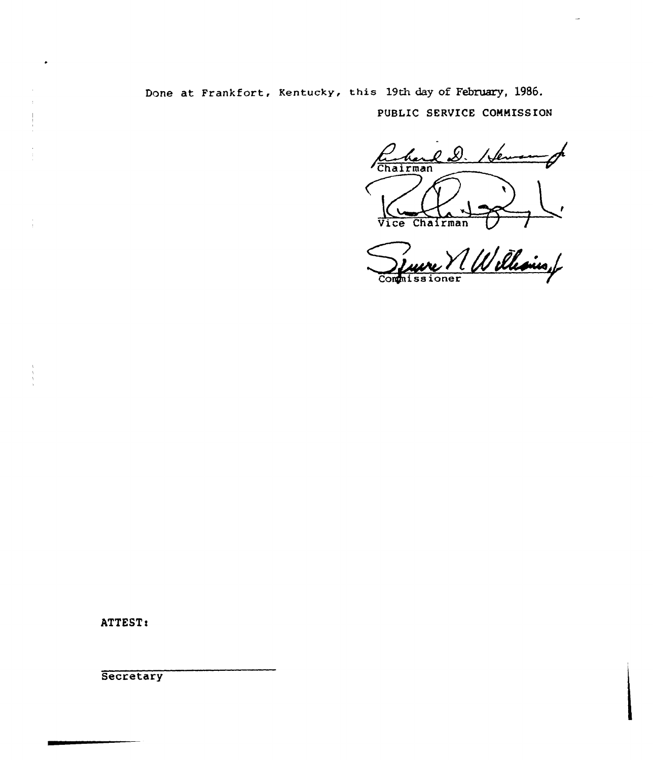Done at Frankfort, Kentucky, this 19th day of February, 1986.

PUBLIC SERVICE COMMISSION

Chairman

Vice Chairman

Commissioner

ATTEST:

Secretary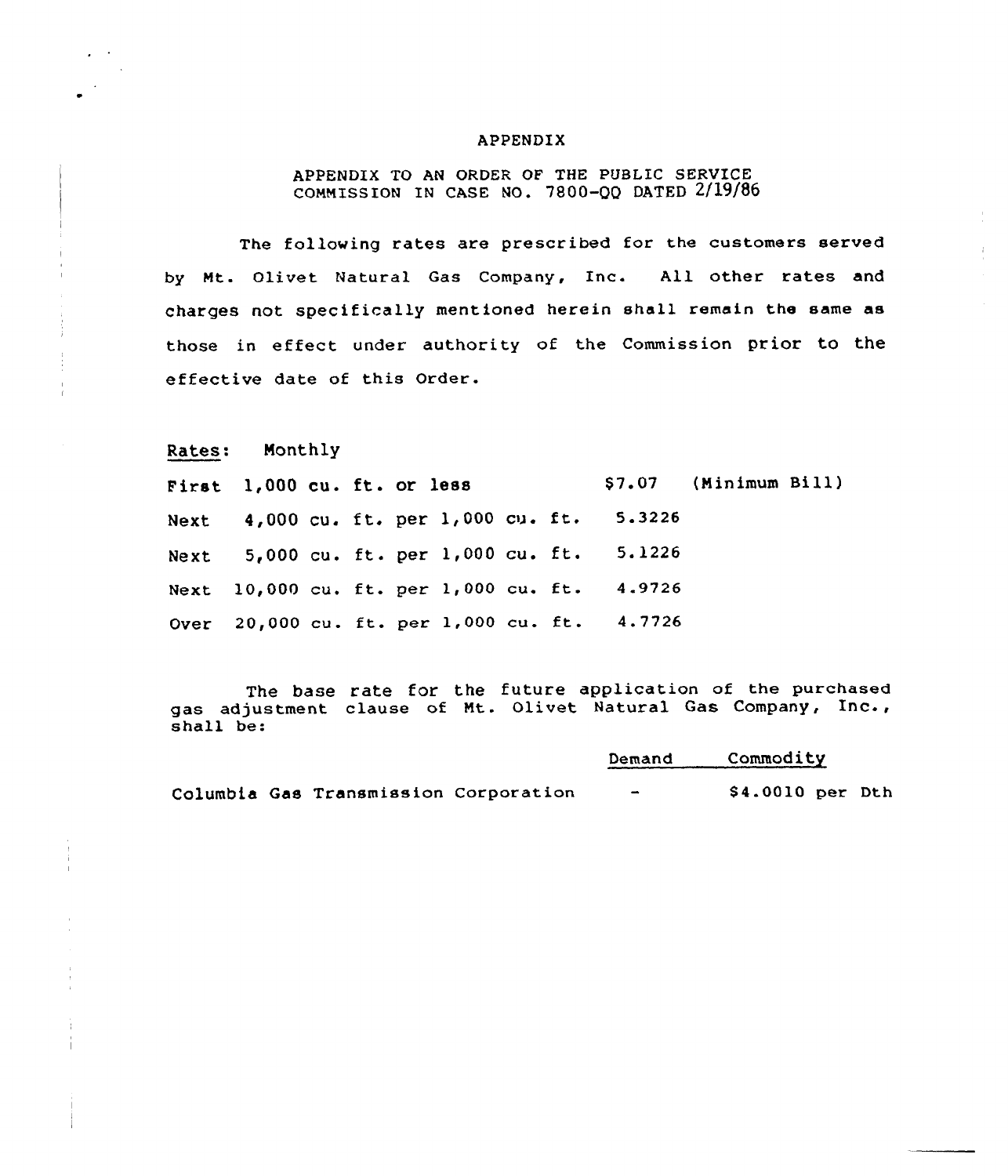# APPENDIX

APPENDIX TO AN ORDER OF THE PUBLIC SERVICE COMMISSION IN CASE NO. 7800-QQ DATED 2/19/86

The following rates are prescribed for the customers served by Mt. Olivet Natural Gas Company, Inc. All other rates and charges not specifically mentioned herein shall remain the same as those in effect under authority of the Commission prior to the effective date of this Order.

Rates: Monthly

| | | |
|---|---|---|
| First 1,000 cu. ft. or less | $7.07 | (Minimum Bill) |
| Next 4,000 cu. ft. per 1,000 cu. ft. | 5.3226 | |
| Next 5,000 cu. ft. per 1,000 cu. ft. | 5.1226 | |
| Next 10,000 cu. ft. per 1,000 cu. ft. | 4.9726 | |
| Over 20,000 cu. ft. per 1,000 cu. ft. | 4.7726 | |

The base rate for the future application of the purchased gas adjustment clause of Mt. Olivet Natural Gas Company, Inc., shall be:

| | Demand | Commodity |
|---|---|---|
| Columbia Gas Transmission Corporation | - | $4.0010 per Dth |